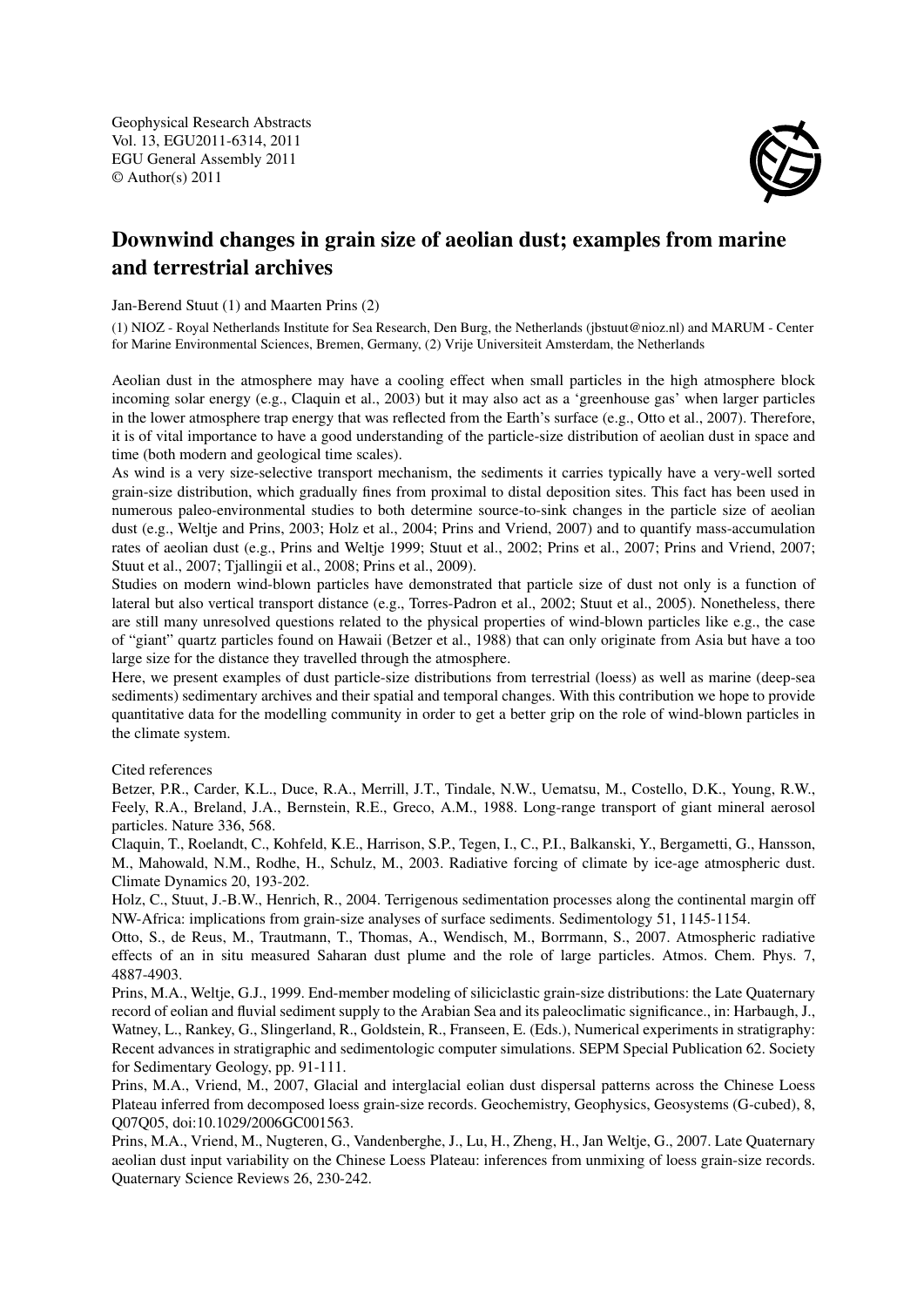Geophysical Research Abstracts
Vol. 13, EGU2011-6314, 2011
EGU General Assembly 2011
© Author(s) 2011

# Downwind changes in grain size of aeolian dust; examples from marine and terrestrial archives

Jan-Berend Stuut (1) and Maarten Prins (2)

(1) NIOZ - Royal Netherlands Institute for Sea Research, Den Burg, the Netherlands (jbstuut@nioz.nl) and MARUM - Center for Marine Environmental Sciences, Bremen, Germany, (2) Vrije Universiteit Amsterdam, the Netherlands

Aeolian dust in the atmosphere may have a cooling effect when small particles in the high atmosphere block incoming solar energy (e.g., Claquin et al., 2003) but it may also act as a 'greenhouse gas' when larger particles in the lower atmosphere trap energy that was reflected from the Earth's surface (e.g., Otto et al., 2007). Therefore, it is of vital importance to have a good understanding of the particle-size distribution of aeolian dust in space and time (both modern and geological time scales).

As wind is a very size-selective transport mechanism, the sediments it carries typically have a very-well sorted grain-size distribution, which gradually fines from proximal to distal deposition sites. This fact has been used in numerous paleo-environmental studies to both determine source-to-sink changes in the particle size of aeolian dust (e.g., Weltje and Prins, 2003; Holz et al., 2004; Prins and Vriend, 2007) and to quantify mass-accumulation rates of aeolian dust (e.g., Prins and Weltje 1999; Stuut et al., 2002; Prins et al., 2007; Prins and Vriend, 2007; Stuut et al., 2007; Tjallingii et al., 2008; Prins et al., 2009).

Studies on modern wind-blown particles have demonstrated that particle size of dust not only is a function of lateral but also vertical transport distance (e.g., Torres-Padron et al., 2002; Stuut et al., 2005). Nonetheless, there are still many unresolved questions related to the physical properties of wind-blown particles like e.g., the case of "giant" quartz particles found on Hawaii (Betzer et al., 1988) that can only originate from Asia but have a too large size for the distance they travelled through the atmosphere.

Here, we present examples of dust particle-size distributions from terrestrial (loess) as well as marine (deep-sea sediments) sedimentary archives and their spatial and temporal changes. With this contribution we hope to provide quantitative data for the modelling community in order to get a better grip on the role of wind-blown particles in the climate system.

Cited references

Betzer, P.R., Carder, K.L., Duce, R.A., Merrill, J.T., Tindale, N.W., Uematsu, M., Costello, D.K., Young, R.W., Feely, R.A., Breland, J.A., Bernstein, R.E., Greco, A.M., 1988. Long-range transport of giant mineral aerosol particles. Nature 336, 568.

Claquin, T., Roelandt, C., Kohfeld, K.E., Harrison, S.P., Tegen, I., C., P.I., Balkanski, Y., Bergametti, G., Hansson, M., Mahowald, N.M., Rodhe, H., Schulz, M., 2003. Radiative forcing of climate by ice-age atmospheric dust. Climate Dynamics 20, 193-202.

Holz, C., Stuut, J.-B.W., Henrich, R., 2004. Terrigenous sedimentation processes along the continental margin off NW-Africa: implications from grain-size analyses of surface sediments. Sedimentology 51, 1145-1154.

Otto, S., de Reus, M., Trautmann, T., Thomas, A., Wendisch, M., Borrmann, S., 2007. Atmospheric radiative effects of an in situ measured Saharan dust plume and the role of large particles. Atmos. Chem. Phys. 7, 4887-4903.

Prins, M.A., Weltje, G.J., 1999. End-member modeling of siliciclastic grain-size distributions: the Late Quaternary record of eolian and fluvial sediment supply to the Arabian Sea and its paleoclimatic significance., in: Harbaugh, J., Watney, L., Rankey, G., Slingerland, R., Goldstein, R., Franseen, E. (Eds.), Numerical experiments in stratigraphy: Recent advances in stratigraphic and sedimentologic computer simulations. SEPM Special Publication 62. Society for Sedimentary Geology, pp. 91-111.

Prins, M.A., Vriend, M., 2007, Glacial and interglacial eolian dust dispersal patterns across the Chinese Loess Plateau inferred from decomposed loess grain-size records. Geochemistry, Geophysics, Geosystems (G-cubed), 8, Q07Q05, doi:10.1029/2006GC001563.

Prins, M.A., Vriend, M., Nugteren, G., Vandenberghe, J., Lu, H., Zheng, H., Jan Weltje, G., 2007. Late Quaternary aeolian dust input variability on the Chinese Loess Plateau: inferences from unmixing of loess grain-size records. Quaternary Science Reviews 26, 230-242.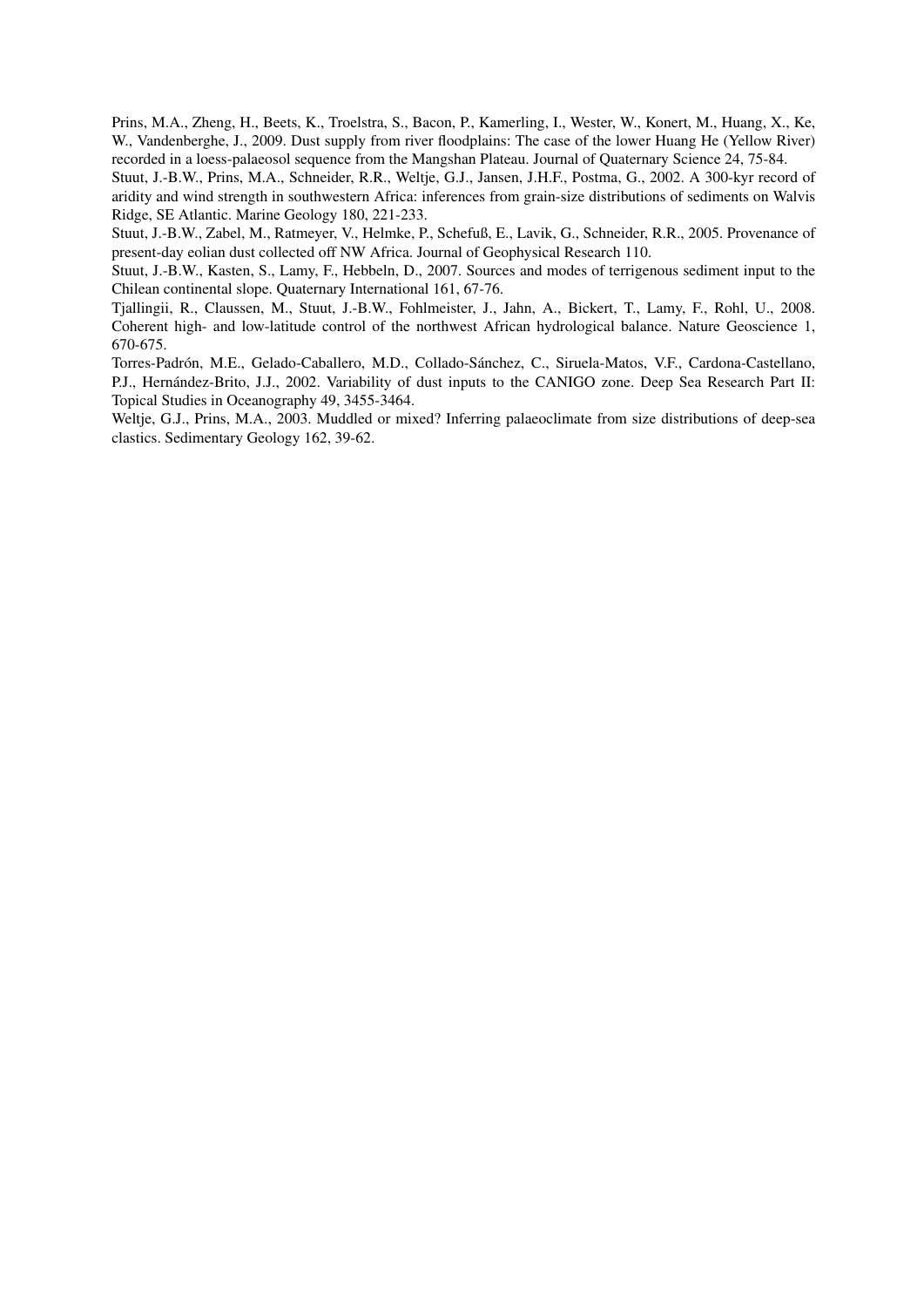Prins, M.A., Zheng, H., Beets, K., Troelstra, S., Bacon, P., Kamerling, I., Wester, W., Konert, M., Huang, X., Ke, W., Vandenberghe, J., 2009. Dust supply from river floodplains: The case of the lower Huang He (Yellow River) recorded in a loess-palaeosol sequence from the Mangshan Plateau. Journal of Quaternary Science 24, 75-84.

Stuut, J.-B.W., Prins, M.A., Schneider, R.R., Weltje, G.J., Jansen, J.H.F., Postma, G., 2002. A 300-kyr record of aridity and wind strength in southwestern Africa: inferences from grain-size distributions of sediments on Walvis Ridge, SE Atlantic. Marine Geology 180, 221-233.

Stuut, J.-B.W., Zabel, M., Ratmeyer, V., Helmke, P., Schefuß, E., Lavik, G., Schneider, R.R., 2005. Provenance of present-day eolian dust collected off NW Africa. Journal of Geophysical Research 110.

Stuut, J.-B.W., Kasten, S., Lamy, F., Hebbeln, D., 2007. Sources and modes of terrigenous sediment input to the Chilean continental slope. Quaternary International 161, 67-76.

Tjallingii, R., Claussen, M., Stuut, J.-B.W., Fohlmeister, J., Jahn, A., Bickert, T., Lamy, F., Rohl, U., 2008. Coherent high- and low-latitude control of the northwest African hydrological balance. Nature Geoscience 1, 670-675.

Torres-Padrón, M.E., Gelado-Caballero, M.D., Collado-Sánchez, C., Siruela-Matos, V.F., Cardona-Castellano, P.J., Hernández-Brito, J.J., 2002. Variability of dust inputs to the CANIGO zone. Deep Sea Research Part II: Topical Studies in Oceanography 49, 3455-3464.

Weltje, G.J., Prins, M.A., 2003. Muddled or mixed? Inferring palaeoclimate from size distributions of deep-sea clastics. Sedimentary Geology 162, 39-62.